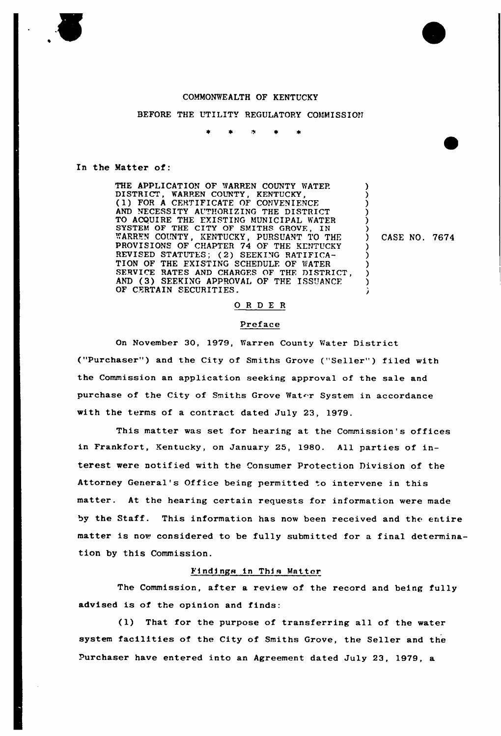COMMONWEALTH OF KENTUCKY

BEFORE THE UTILITY REGULATORY COMMISSION

\* \* \* \* \*

In the Matter of:

| | |
|---|---|
| THE APPLICATION OF WARREN COUNTY WATER DISTRICT, WARREN COUNTY, KENTUCKY, (1) FOR A CERTIFICATE OF CONVENIENCE AND NECESSITY AUTHORIZING THE DISTRICT TO ACQUIRE THE EXISTING MUNICIPAL WATER SYSTEM OF THE CITY OF SMITHS GROVE, IN WARREN COUNTY, KENTUCKY, PURSUANT TO THE PROVISIONS OF CHAPTER 74 OF THE KENTUCKY REVISED STATUTES; (2) SEEKING RATIFICATION OF THE EXISTING SCHEDULE OF WATER SERVICE RATES AND CHARGES OF THE DISTRICT, AND (3) SEEKING APPROVAL OF THE ISSUANCE OF CERTAIN SECURITIES. | CASE NO. 7674 |

## O R D E R

### Preface

On November 30, 1979, Warren County Water District ("Purchaser") and the City of Smiths Grove ("Seller") filed with the Commission an application seeking approval of the sale and purchase of the City of Smiths Grove Water System in accordance with the terms of a contract dated July 23, 1979.

This matter was set for hearing at the Commission's offices in Frankfort, Kentucky, on January 25, 1980. All parties of interest were notified with the Consumer Protection Division of the Attorney General's Office being permitted to intervene in this matter. At the hearing certain requests for information were made by the Staff. This information has now been received and the entire matter is now considered to be fully submitted for a final determination by this Commission.

### Findings in This Matter

The Commission, after a review of the record and being fully advised is of the opinion and finds:

(1) That for the purpose of transferring all of the water system facilities of the City of Smiths Grove, the Seller and the Purchaser have entered into an Agreement dated July 23, 1979, a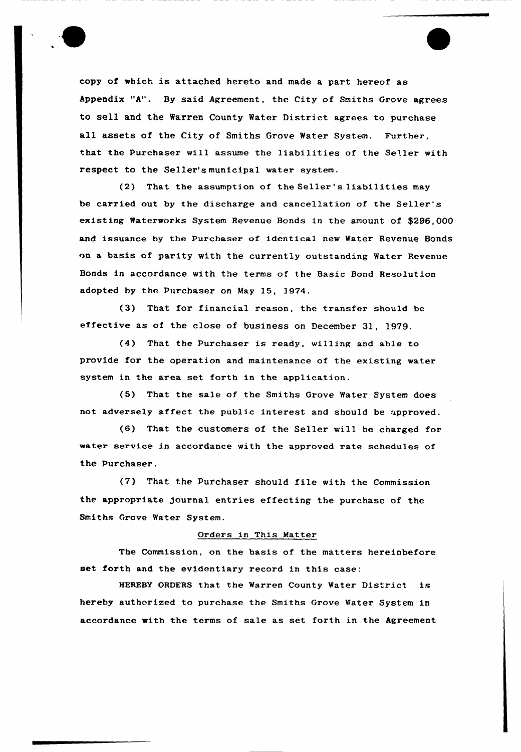copy of which is attached hereto and made a part hereof as Appendix "A". By said Agreement, the City of Smiths Grove agrees to sell and the Warren County Water District agrees to purchase all assets of the City of Smiths Grove Water System. Further, that the Purchaser will assume the liabilities of the Seller with respect to the Seller's municipal water system.

(2) That the assumption of the Seller's liabilities may be carried out by the discharge and cancellation of the Seller's existing Waterworks System Revenue Bonds in the amount of $296,000 and issuance by the Purchaser of identical new Water Revenue Bonds on a basis of parity with the currently outstanding Water Revenue Bonds in accordance with the terms of the Basic Bond Resolution adopted by the Purchaser on May 15, 1974.

(3) That for financial reason, the transfer should be effective as of the close of business on December 31, 1979.

(4) That the Purchaser is ready, willing and able to provide for the operation and maintenance of the existing water system in the area set forth in the application.

(5) That the sale of the Smiths Grove Water System does not adversely affect the public interest and should be approved.

(6) That the customers of the Seller will be charged for water service in accordance with the approved rate schedules of the Purchaser.

(7) That the Purchaser should file with the Commission the appropriate journal entries effecting the purchase of the Smiths Grove Water System.

## Orders in This Matter

The Commission, on the basis of the matters hereinbefore set forth and the evidentiary record in this case:

HEREBY ORDERS that the Warren County Water District is hereby authorized to purchase the Smiths Grove Water System in accordance with the terms of sale as set forth in the Agreement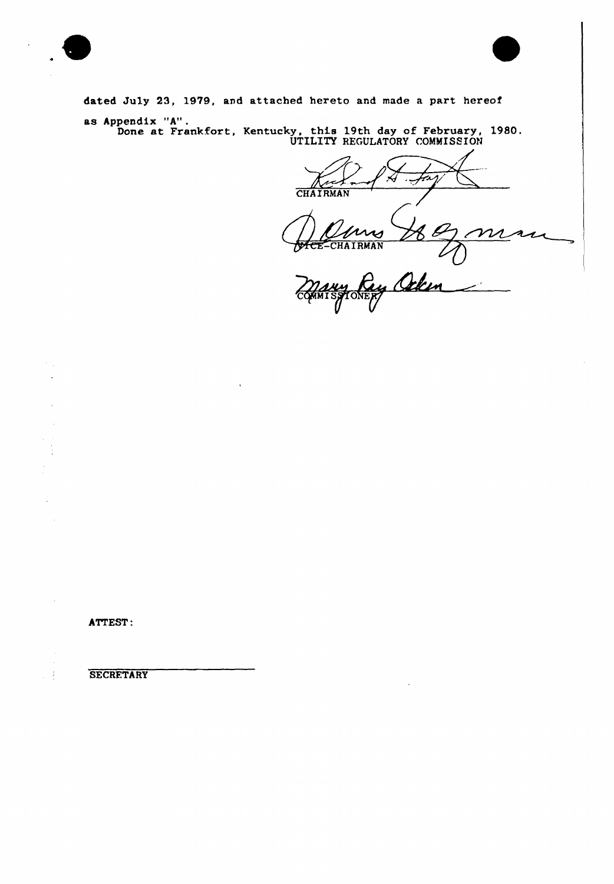dated July 23, 1979, and attached hereto and made a part hereof as Appendix "A".

Done at Frankfort, Kentucky, this 19th day of February, 1980.

UTILITY REGULATORY COMMISSION

CHAIRMAN

VICE-CHAIRMAN

COMMISSIONER

ATTEST:

SECRETARY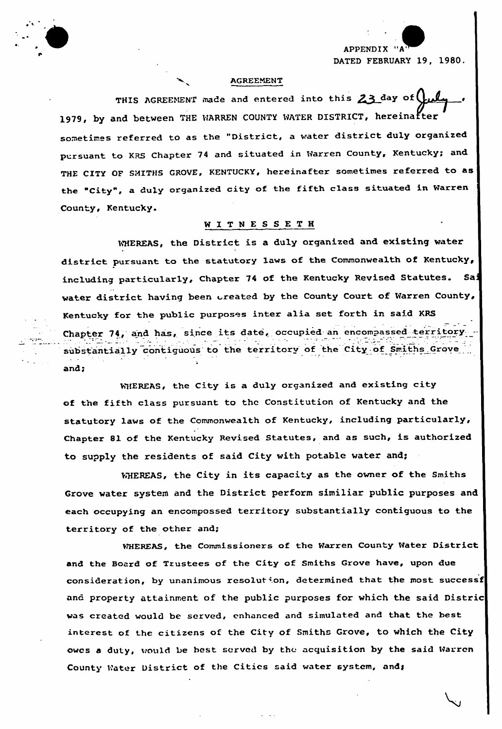APPENDIX "A"
DATED FEBRUARY 19, 1980.

AGREEMENT

THIS AGREEMENT made and entered into this 23 day of July, 1979, by and between THE WARREN COUNTY WATER DISTRICT, hereinafter sometimes referred to as the "District, a water district duly organized pursuant to KRS Chapter 74 and situated in Warren County, Kentucky; and THE CITY OF SMITHS GROVE, KENTUCKY, hereinafter sometimes referred to as the "City", a duly organized city of the fifth class situated in Warren County, Kentucky.

W I T N E S S E T H

WHEREAS, the District is a duly organized and existing water district pursuant to the statutory laws of the Commonwealth of Kentucky, including particularly, Chapter 74 of the Kentucky Revised Statutes. Sai water district having been created by the County Court of Warren County, Kentucky for the public purposes inter alia set forth in said KRS Chapter 74, and has, since its date, occupied an encompassed territory substantially contiguous to the territory of the City of Smiths Grove and;

WHEREAS, the City is a duly organized and existing city of the fifth class pursuant to the Constitution of Kentucky and the statutory laws of the Commonwealth of Kentucky, including particularly, Chapter 81 of the Kentucky Revised Statutes, and as such, is authorized to supply the residents of said City with potable water and;

WHEREAS, the City in its capacity as the owner of the Smiths Grove water system and the District perform similiar public purposes and each occupying an encompossed territory substantially contiguous to the territory of the other and;

WHEREAS, the Commissioners of the Warren County Water District and the Board of Trustees of the City of Smiths Grove have, upon due consideration, by unanimous resolution, determined that the most successf and property attainment of the public purposes for which the said Distric was created would be served, enhanced and simulated and that the best interest of the citizens of the City of Smiths Grove, to which the City owes a duty, would be best served by the acquisition by the said Warren County Water District of the Cities said water system, and;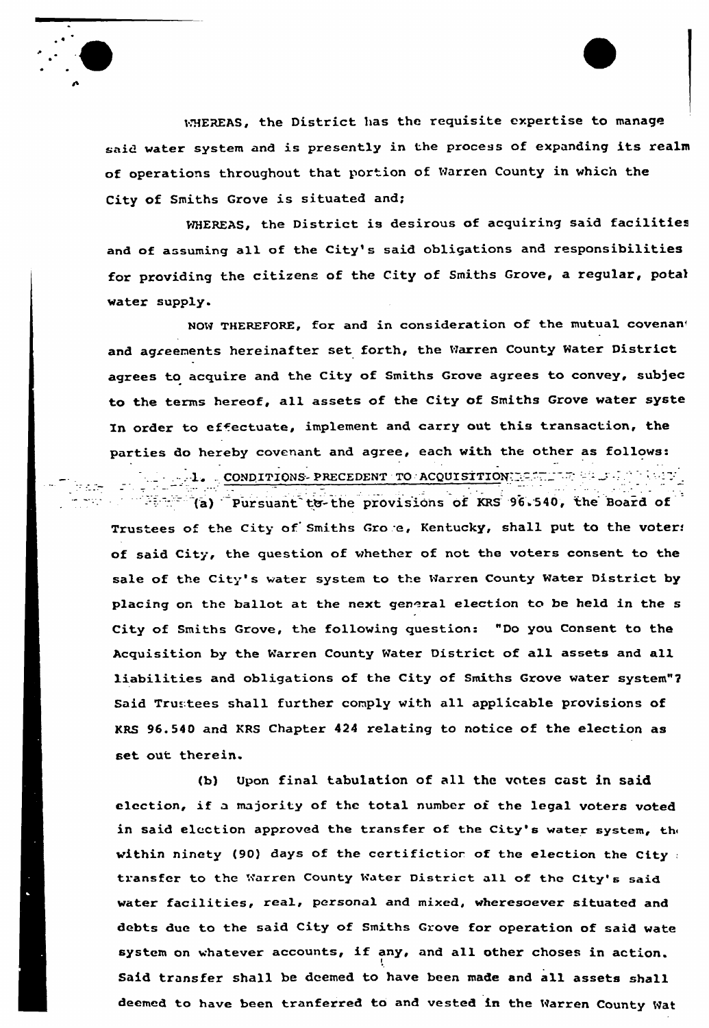WHEREAS, the District has the requisite expertise to manage said water system and is presently in the process of expanding its realm of operations throughout that portion of Warren County in which the City of Smiths Grove is situated and;

WHEREAS, the District is desirous of acquiring said facilities and of assuming all of the City's said obligations and responsibilities for providing the citizens of the City of Smiths Grove, a regular, potal water supply.

NOW THEREFORE, for and in consideration of the mutual covenan and agreements hereinafter set forth, the Warren County Water District agrees to acquire and the City of Smiths Grove agrees to convey, subjec to the terms hereof, all assets of the City of Smiths Grove water syste In order to effectuate, implement and carry out this transaction, the parties do hereby covenant and agree, each with the other as follows:

1. CONDITIONS PRECEDENT TO ACQUISITION.

(a) Pursuant to the provisions of KRS 96.540, the Board of Trustees of the City of Smiths Grove, Kentucky, shall put to the voter of said City, the question of whether of not the voters consent to the sale of the City's water system to the Warren County Water District by placing on the ballot at the next general election to be held in the s City of Smiths Grove, the following question: "Do you Consent to the Acquisition by the Warren County Water District of all assets and all liabilities and obligations of the City of Smiths Grove water system"? Said Trustees shall further comply with all applicable provisions of KRS 96.540 and KRS Chapter 424 relating to notice of the election as set out therein.

(b) Upon final tabulation of all the votes cast in said election, if a majority of the total number of the legal voters voted in said election approved the transfer of the City's water system, th within ninety (90) days of the certifictior of the election the City transfer to the Warren County Water District all of the City's said water facilities, real, personal and mixed, wheresoever situated and debts due to the said City of Smiths Grove for operation of said wate system on whatever accounts, if any, and all other choses in action. Said transfer shall be deemed to have been made and all assets shall deemed to have been tranferred to and vested in the Warren County Wat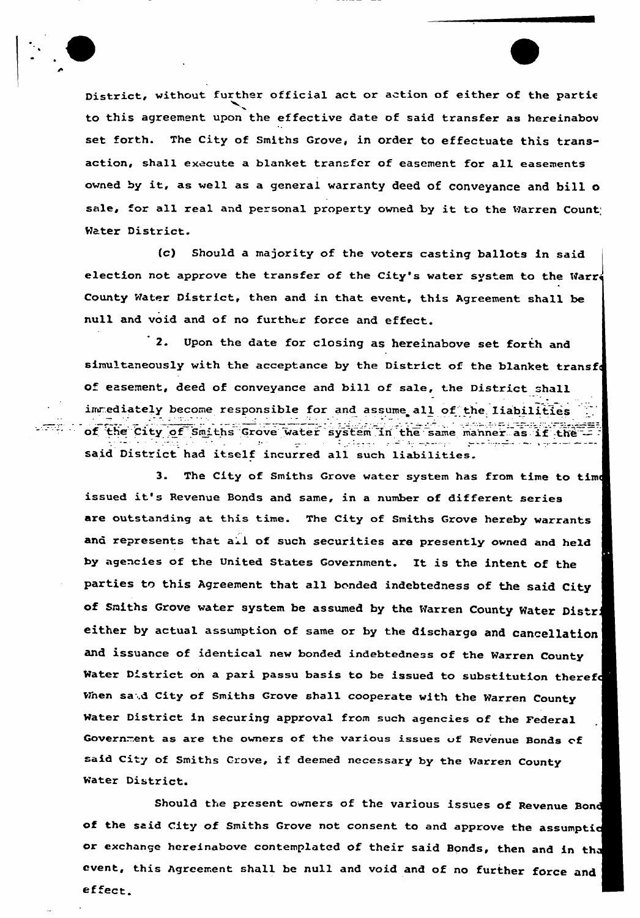District, without further official act or action of either of the partie to this agreement upon the effective date of said transfer as hereinabov set forth. The City of Smiths Grove, in order to effectuate this transaction, shall execute a blanket transfer of easement for all easements owned by it, as well as a general warranty deed of conveyance and bill o sale, for all real and personal property owned by it to the Warren Count Water District.

(c) Should a majority of the voters casting ballots in said election not approve the transfer of the City's water system to the Warr County Water District, then and in that event, this Agreement shall be null and void and of no further force and effect.

2. Upon the date for closing as hereinabove set forth and simultaneously with the acceptance by the District of the blanket transf of easement, deed of conveyance and bill of sale, the District shall immediately become responsible for and assume all of the liabilities of the City of Smiths Grove water system in the same manner as if the said District had itself incurred all such liabilities.

3. The City of Smiths Grove water system has from time to tim issued it's Revenue Bonds and same, in a number of different series are outstanding at this time. The City of Smiths Grove hereby warrants and represents that all of such securities are presently owned and held by agencies of the United States Government. It is the intent of the parties to this Agreement that all bonded indebtedness of the said City of Smiths Grove water system be assumed by the Warren County Water Distr either by actual assumption of same or by the discharge and cancellation and issuance of identical new bonded indebtedness of the Warren County Water District on a pari passu basis to be issued to substitution theref When said City of Smiths Grove shall cooperate with the Warren County Water District in securing approval from such agencies of the Federal Government as are the owners of the various issues of Revenue Bonds of said City of Smiths Grove, if deemed necessary by the Warren County Water District.

Should the present owners of the various issues of Revenue Bond of the said City of Smiths Grove not consent to and approve the assumptio or exchange hereinabove contemplated of their said Bonds, then and in tha event, this Agreement shall be null and void and of no further force and effect.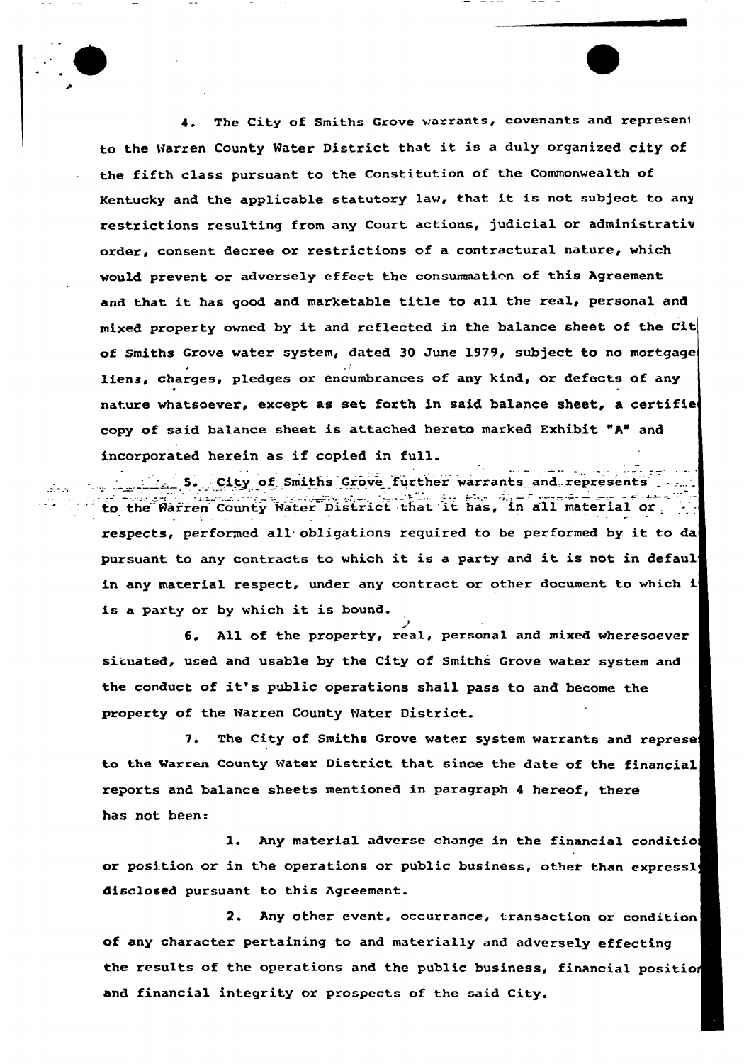4. The City of Smiths Grove warrants, covenants and represent to the Warren County Water District that it is a duly organized city of the fifth class pursuant to the Constitution of the Commonwealth of Kentucky and the applicable statutory law, that it is not subject to any restrictions resulting from any Court actions, judicial or administrativ order, consent decree or restrictions of a contractural nature, which would prevent or adversely effect the consummation of this Agreement and that it has good and marketable title to all the real, personal and mixed property owned by it and reflected in the balance sheet of the Cit of Smiths Grove water system, dated 30 June 1979, subject to no mortgage liens, charges, pledges or encumbrances of any kind, or defects of any nature whatsoever, except as set forth in said balance sheet, a certifie copy of said balance sheet is attached hereto marked Exhibit "A" and incorporated herein as if copied in full.

5. City of Smiths Grove further warrants and represents to the Warren County Water District that it has, in all material or respects, performed all obligations required to be performed by it to da pursuant to any contracts to which it is a party and it is not in defaul in any material respect, under any contract or other document to which i is a party or by which it is bound.

6. All of the property, real, personal and mixed wheresoever situated, used and usable by the City of Smiths Grove water system and the conduct of it's public operations shall pass to and become the property of the Warren County Water District.

7. The City of Smiths Grove water system warrants and represe to the Warren County Water District that since the date of the financial reports and balance sheets mentioned in paragraph 4 hereof, there has not been:

1. Any material adverse change in the financial conditio or position or in the operations or public business, other than expressl disclosed pursuant to this Agreement.

2. Any other event, occurrance, transaction or condition of any character pertaining to and materially and adversely effecting the results of the operations and the public business, financial positio and financial integrity or prospects of the said City.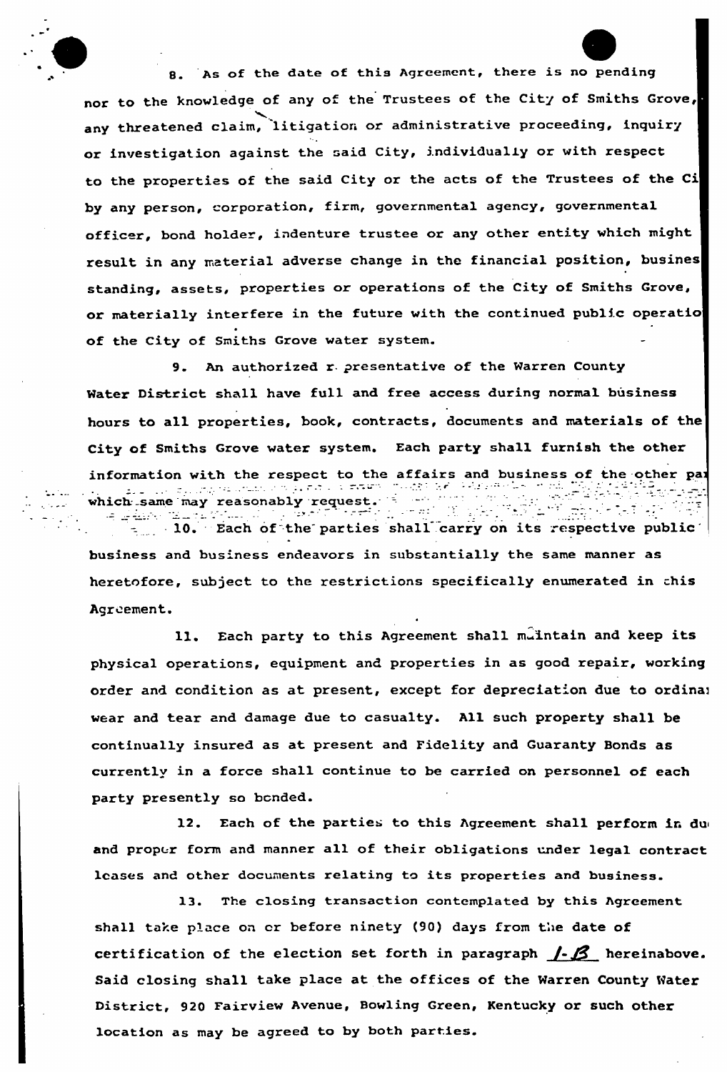8. As of the date of this Agreement, there is no pending nor to the knowledge of any of the Trustees of the City of Smiths Grove, any threatened claim, litigation or administrative proceeding, inquiry or investigation against the said City, individually or with respect to the properties of the said City or the acts of the Trustees of the Ci by any person, corporation, firm, governmental agency, governmental officer, bond holder, indenture trustee or any other entity which might result in any material adverse change in the financial position, busines standing, assets, properties or operations of the City of Smiths Grove, or materially interfere in the future with the continued public operatio of the City of Smiths Grove water system.

9. An authorized representative of the Warren County Water District shall have full and free access during normal business hours to all properties, book, contracts, documents and materials of the City of Smiths Grove water system. Each party shall furnish the other information with the respect to the affairs and business of the other pa which same may reasonably request.

10. Each of the parties shall carry on its respective public business and business endeavors in substantially the same manner as heretofore, subject to the restrictions specifically enumerated in this Agreement.

11. Each party to this Agreement shall maintain and keep its physical operations, equipment and properties in as good repair, working order and condition as at present, except for depreciation due to ordina wear and tear and damage due to casualty. All such property shall be continually insured as at present and Fidelity and Guaranty Bonds as currently in a force shall continue to be carried on personnel of each party presently so bonded.

12. Each of the parties to this Agreement shall perform in du and proper form and manner all of their obligations under legal contract leases and other documents relating to its properties and business.

13. The closing transaction contemplated by this Agreement shall take place on or before ninety (90) days from the date of certification of the election set forth in paragraph 1-B hereinabove. Said closing shall take place at the offices of the Warren County Water District, 920 Fairview Avenue, Bowling Green, Kentucky or such other location as may be agreed to by both parties.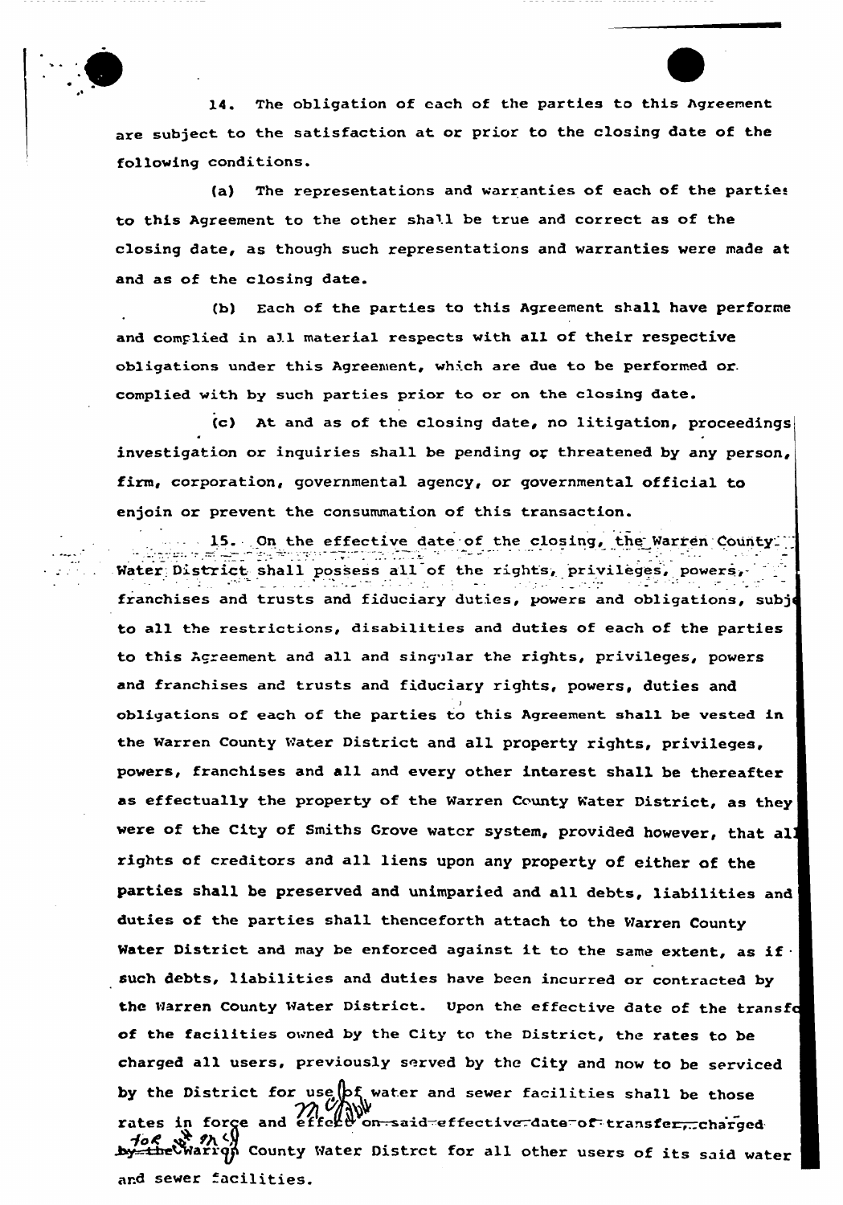14. The obligation of each of the parties to this Agreement are subject to the satisfaction at or prior to the closing date of the following conditions.

(a) The representations and warranties of each of the parties to this Agreement to the other shall be true and correct as of the closing date, as though such representations and warranties were made at and as of the closing date.

(b) Each of the parties to this Agreement shall have performe and complied in all material respects with all of their respective obligations under this Agreement, which are due to be performed or complied with by such parties prior to or on the closing date.

(c) At and as of the closing date, no litigation, proceedings investigation or inquiries shall be pending or threatened by any person, firm, corporation, governmental agency, or governmental official to enjoin or prevent the consummation of this transaction.

15. On the effective date of the closing, the Warren County Water District shall possess all of the rights, privileges, powers, franchises and trusts and fiduciary duties, powers and obligations, subj to all the restrictions, disabilities and duties of each of the parties to this Agreement and all and singular the rights, privileges, powers and franchises and trusts and fiduciary rights, powers, duties and obligations of each of the parties to this Agreement shall be vested in the Warren County Water District and all property rights, privileges, powers, franchises and all and every other interest shall be thereafter as effectually the property of the Warren County Water District, as they were of the City of Smiths Grove water system, provided however, that all rights of creditors and all liens upon any property of either of the parties shall be preserved and unimparied and all debts, liabilities and duties of the parties shall thenceforth attach to the Warren County Water District and may be enforced against it to the same extent, as if such debts, liabilities and duties have been incurred or contracted by the Warren County Water District. Upon the effective date of the transfo of the facilities owned by the City to the District, the rates to be charged all users, previously served by the City and now to be serviced by the District for use of water and sewer facilities shall be those rates in force and effect ~~on said effective date of transfer, charged by the~~ for Warren County Water Distrct for all other users of its said water and sewer facilities.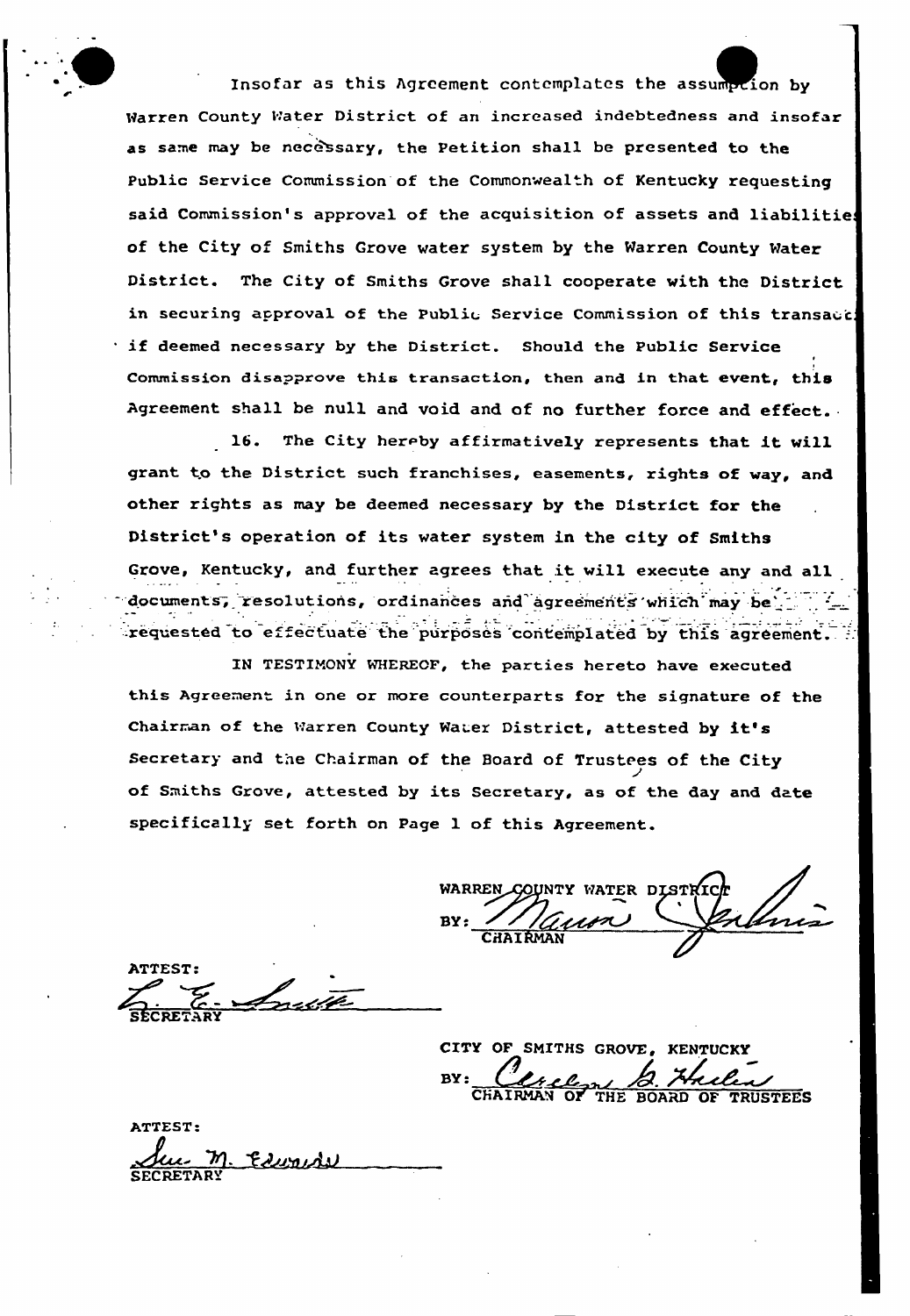Insofar as this Agreement contemplates the assumption by Warren County Water District of an increased indebtedness and insofar as same may be necessary, the Petition shall be presented to the Public Service Commission of the Commonwealth of Kentucky requesting said Commission's approval of the acquisition of assets and liabilities of the City of Smiths Grove water system by the Warren County Water District. The City of Smiths Grove shall cooperate with the District in securing approval of the Public Service Commission of this transaction if deemed necessary by the District. Should the Public Service Commission disapprove this transaction, then and in that event, this Agreement shall be null and void and of no further force and effect.

16. The City hereby affirmatively represents that it will grant to the District such franchises, easements, rights of way, and other rights as may be deemed necessary by the District for the District's operation of its water system in the city of Smiths Grove, Kentucky, and further agrees that it will execute any and all documents, resolutions, ordinances and agreements which may be requested to effectuate the purposes contemplated by this agreement.

IN TESTIMONY WHEREOF, the parties hereto have executed this Agreement in one or more counterparts for the signature of the Chairman of the Warren County Water District, attested by it's Secretary and the Chairman of the Board of Trustees of the City of Smiths Grove, attested by its Secretary, as of the day and date specifically set forth on Page 1 of this Agreement.

WARREN COUNTY WATER DISTRICT

BY: _Marion Jenkins_
CHAIRMAN

ATTEST:

_L. E. Smith_
SECRETARY

CITY OF SMITHS GROVE, KENTUCKY

BY: _Cecil B. Hulen_
CHAIRMAN OF THE BOARD OF TRUSTEES

ATTEST:

_Sue M. Edwards_
SECRETARY